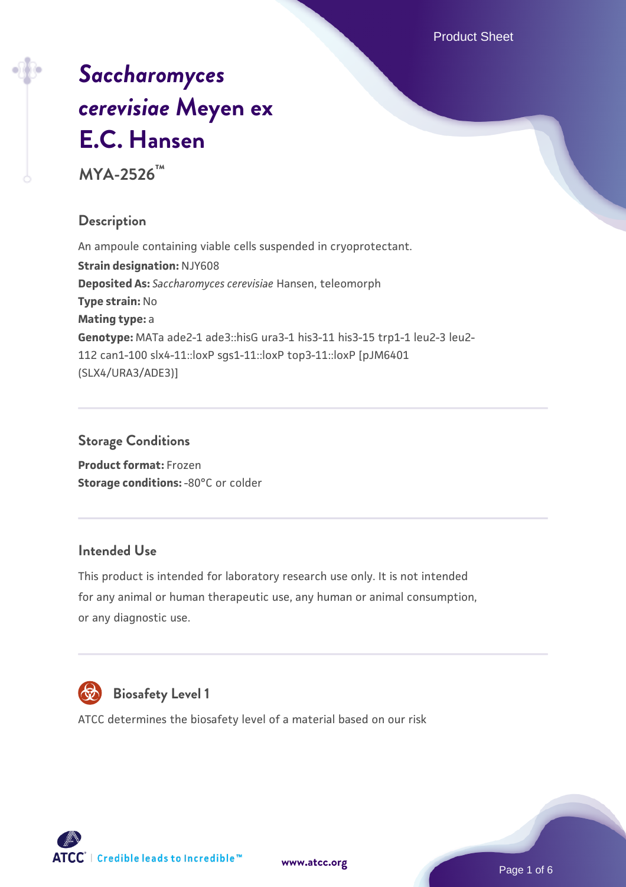# *Saccharomyces cerevisiae* Meyen ex E.C. Hansen

**MYA-2526™**

## Description

An ampoule containing viable cells suspended in cryoprotectant.

**Strain designation:** NJY608

**Deposited As:** *Saccharomyces cerevisiae* Hansen, teleomorph

**Type strain:** No

**Mating type:** a

**Genotype:** MATa ade2-1 ade3::hisG ura3-1 his3-11 his3-15 trp1-1 leu2-3 leu2-112 can1-100 slx4-11::loxP sgs1-11::loxP top3-11::loxP [pJM6401 (SLX4/URA3/ADE3)]

## Storage Conditions

**Product format:** Frozen

**Storage conditions:** -80°C or colder

## Intended Use

This product is intended for laboratory research use only. It is not intended for any animal or human therapeutic use, any human or animal consumption, or any diagnostic use.

## Biosafety Level 1

ATCC determines the biosafety level of a material based on our risk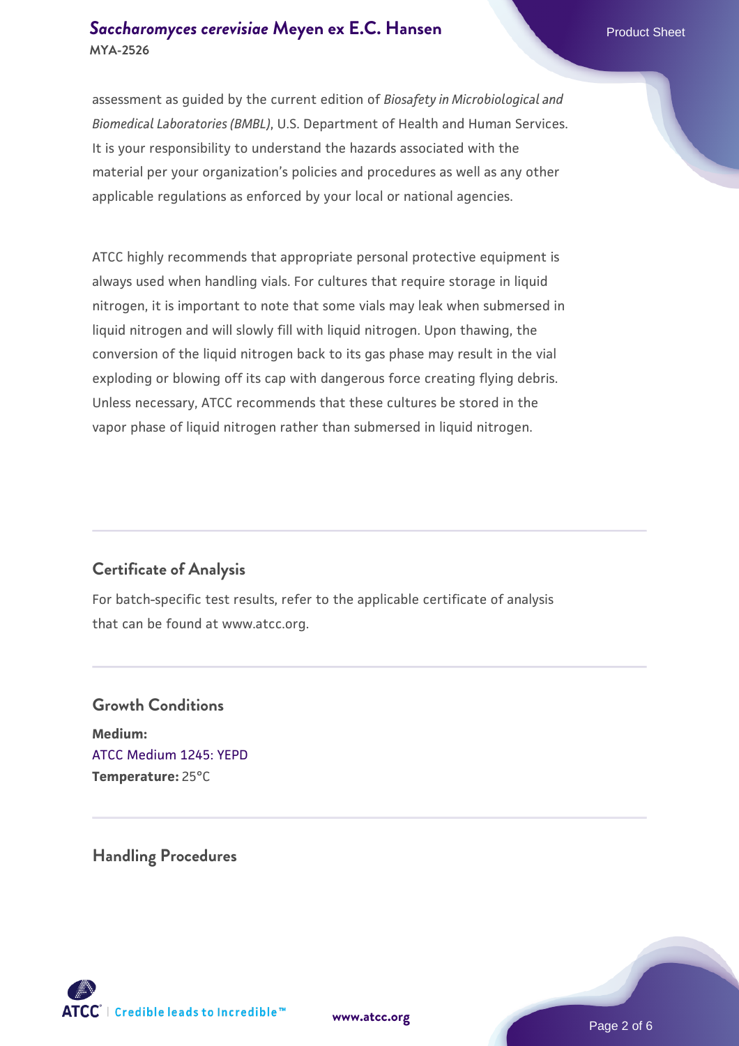assessment as guided by the current edition of *Biosafety in Microbiological and Biomedical Laboratories (BMBL)*, U.S. Department of Health and Human Services. It is your responsibility to understand the hazards associated with the material per your organization's policies and procedures as well as any other applicable regulations as enforced by your local or national agencies.

ATCC highly recommends that appropriate personal protective equipment is always used when handling vials. For cultures that require storage in liquid nitrogen, it is important to note that some vials may leak when submersed in liquid nitrogen and will slowly fill with liquid nitrogen. Upon thawing, the conversion of the liquid nitrogen back to its gas phase may result in the vial exploding or blowing off its cap with dangerous force creating flying debris. Unless necessary, ATCC recommends that these cultures be stored in the vapor phase of liquid nitrogen rather than submersed in liquid nitrogen.

## Certificate of Analysis

For batch-specific test results, refer to the applicable certificate of analysis that can be found at www.atcc.org.

## Growth Conditions

**Medium:**
ATCC Medium 1245: YEPD
**Temperature:** 25°C

## Handling Procedures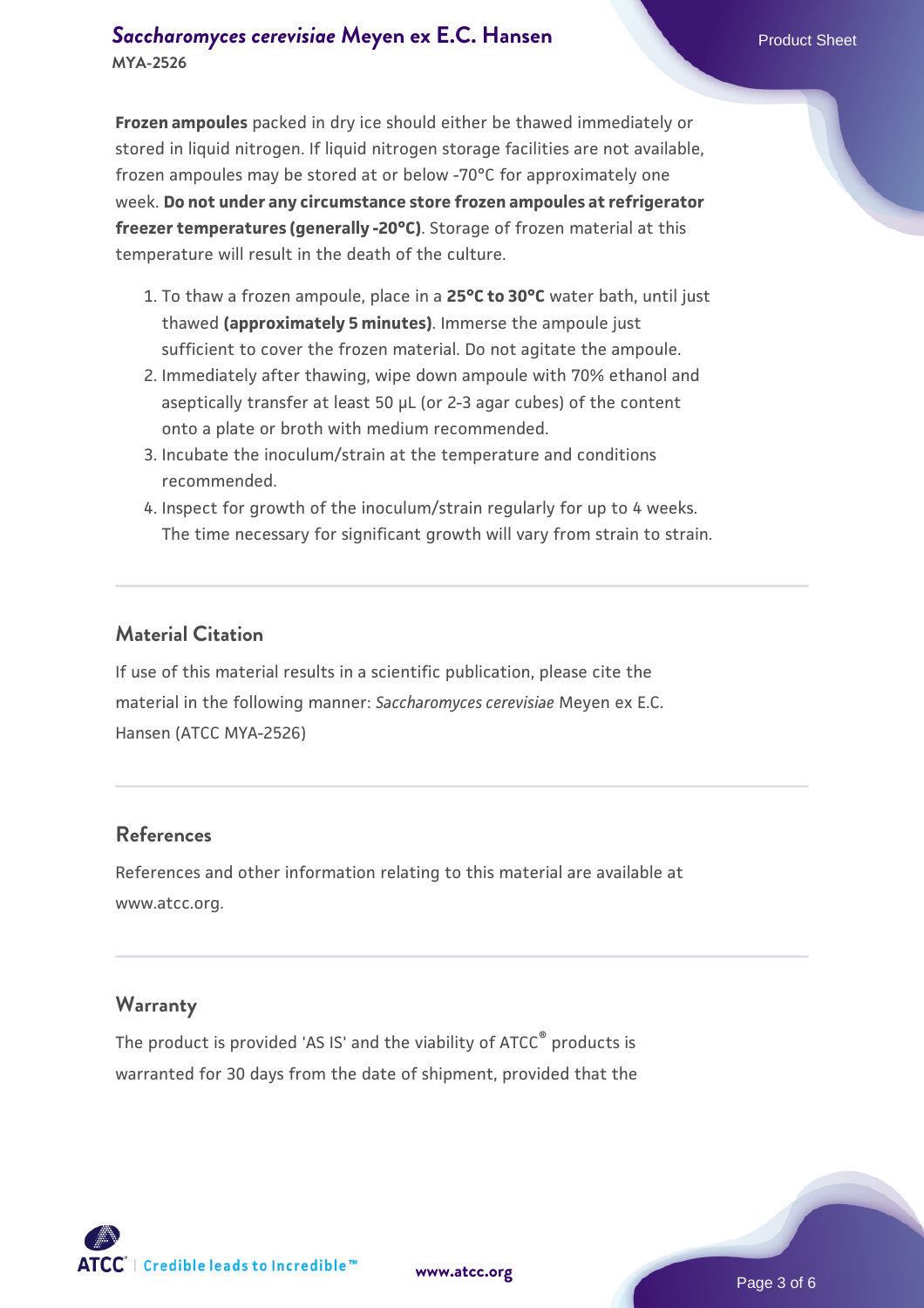**Frozen ampoules** packed in dry ice should either be thawed immediately or stored in liquid nitrogen. If liquid nitrogen storage facilities are not available, frozen ampoules may be stored at or below -70°C for approximately one week. **Do not under any circumstance store frozen ampoules at refrigerator freezer temperatures (generally -20°C)**. Storage of frozen material at this temperature will result in the death of the culture.

1. To thaw a frozen ampoule, place in a **25°C to 30°C** water bath, until just thawed **(approximately 5 minutes)**. Immerse the ampoule just sufficient to cover the frozen material. Do not agitate the ampoule.
2. Immediately after thawing, wipe down ampoule with 70% ethanol and aseptically transfer at least 50 µL (or 2-3 agar cubes) of the content onto a plate or broth with medium recommended.
3. Incubate the inoculum/strain at the temperature and conditions recommended.
4. Inspect for growth of the inoculum/strain regularly for up to 4 weeks. The time necessary for significant growth will vary from strain to strain.

## Material Citation

If use of this material results in a scientific publication, please cite the material in the following manner: *Saccharomyces cerevisiae* Meyen ex E.C. Hansen (ATCC MYA-2526)

## References

References and other information relating to this material are available at www.atcc.org.

## Warranty

The product is provided 'AS IS' and the viability of ATCC® products is warranted for 30 days from the date of shipment, provided that the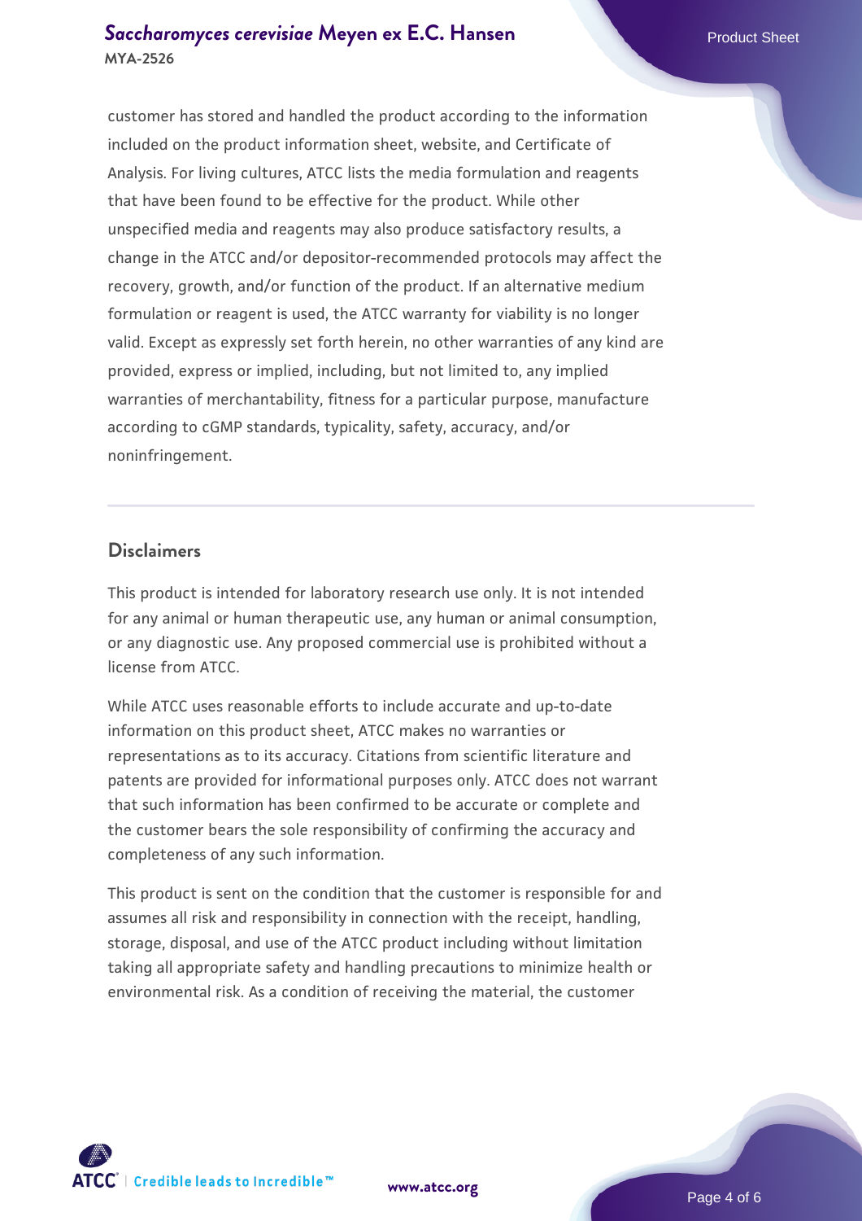customer has stored and handled the product according to the information included on the product information sheet, website, and Certificate of Analysis. For living cultures, ATCC lists the media formulation and reagents that have been found to be effective for the product. While other unspecified media and reagents may also produce satisfactory results, a change in the ATCC and/or depositor-recommended protocols may affect the recovery, growth, and/or function of the product. If an alternative medium formulation or reagent is used, the ATCC warranty for viability is no longer valid. Except as expressly set forth herein, no other warranties of any kind are provided, express or implied, including, but not limited to, any implied warranties of merchantability, fitness for a particular purpose, manufacture according to cGMP standards, typicality, safety, accuracy, and/or noninfringement.

## Disclaimers

This product is intended for laboratory research use only. It is not intended for any animal or human therapeutic use, any human or animal consumption, or any diagnostic use. Any proposed commercial use is prohibited without a license from ATCC.

While ATCC uses reasonable efforts to include accurate and up-to-date information on this product sheet, ATCC makes no warranties or representations as to its accuracy. Citations from scientific literature and patents are provided for informational purposes only. ATCC does not warrant that such information has been confirmed to be accurate or complete and the customer bears the sole responsibility of confirming the accuracy and completeness of any such information.

This product is sent on the condition that the customer is responsible for and assumes all risk and responsibility in connection with the receipt, handling, storage, disposal, and use of the ATCC product including without limitation taking all appropriate safety and handling precautions to minimize health or environmental risk. As a condition of receiving the material, the customer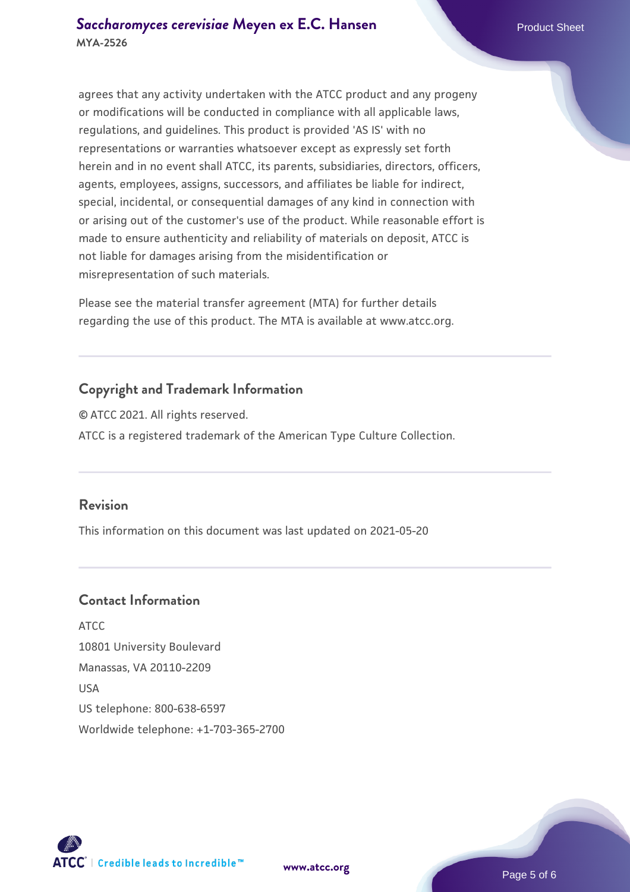agrees that any activity undertaken with the ATCC product and any progeny or modifications will be conducted in compliance with all applicable laws, regulations, and guidelines. This product is provided 'AS IS' with no representations or warranties whatsoever except as expressly set forth herein and in no event shall ATCC, its parents, subsidiaries, directors, officers, agents, employees, assigns, successors, and affiliates be liable for indirect, special, incidental, or consequential damages of any kind in connection with or arising out of the customer's use of the product. While reasonable effort is made to ensure authenticity and reliability of materials on deposit, ATCC is not liable for damages arising from the misidentification or misrepresentation of such materials.

Please see the material transfer agreement (MTA) for further details regarding the use of this product. The MTA is available at www.atcc.org.

## Copyright and Trademark Information

© ATCC 2021. All rights reserved.

ATCC is a registered trademark of the American Type Culture Collection.

## Revision

This information on this document was last updated on 2021-05-20

## Contact Information

ATCC
10801 University Boulevard
Manassas, VA 20110-2209
USA
US telephone: 800-638-6597
Worldwide telephone: +1-703-365-2700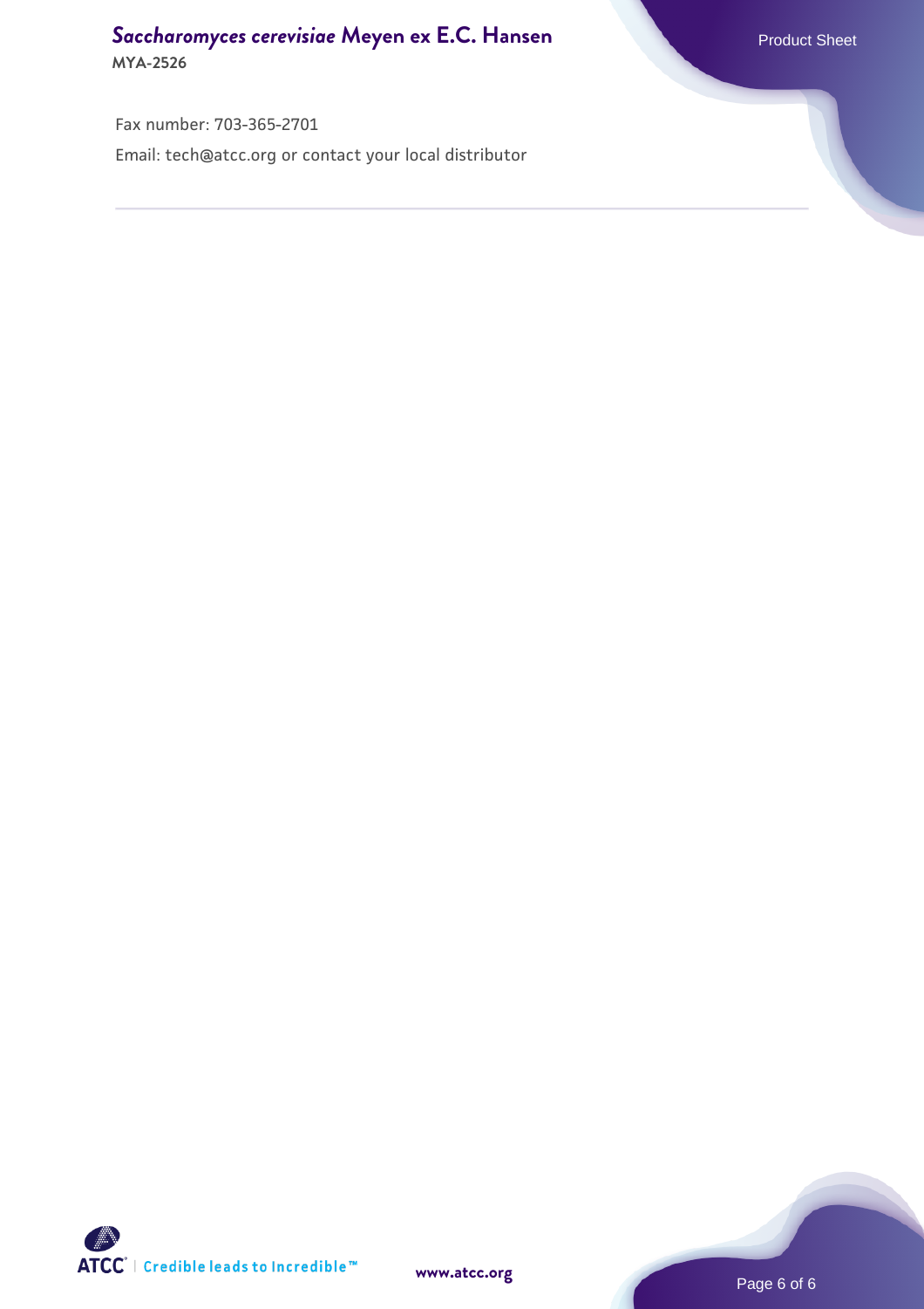Fax number: 703-365-2701

Email: tech@atcc.org or contact your local distributor